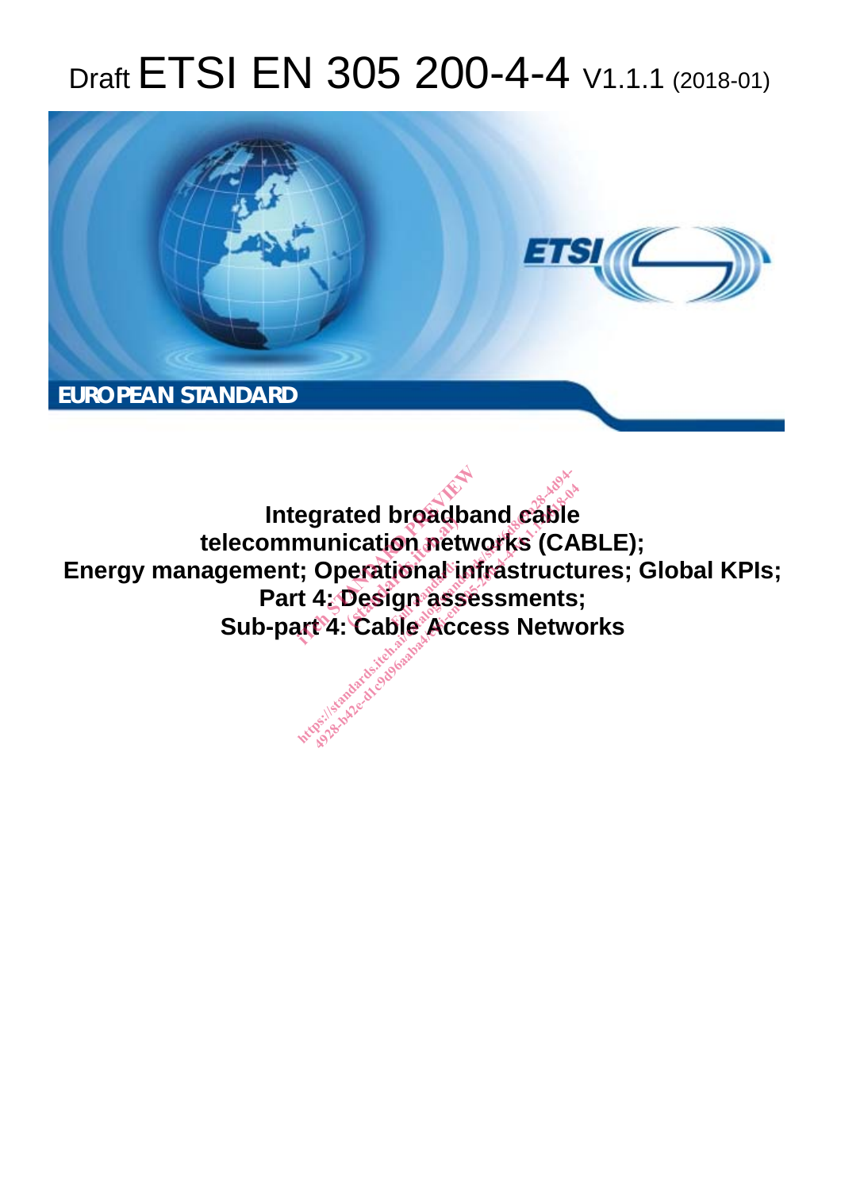# Draft ETSI EN 305 200-4-4 V1.1.1 (2018-01)

EUROPEAN STANDARD

**Integrated broadband cable telecommunication networks (CABLE); Energy management; Operational infrastructures; Global KPIs; Part 4: Design assessments; Sub-part 4: Cable Access Networks**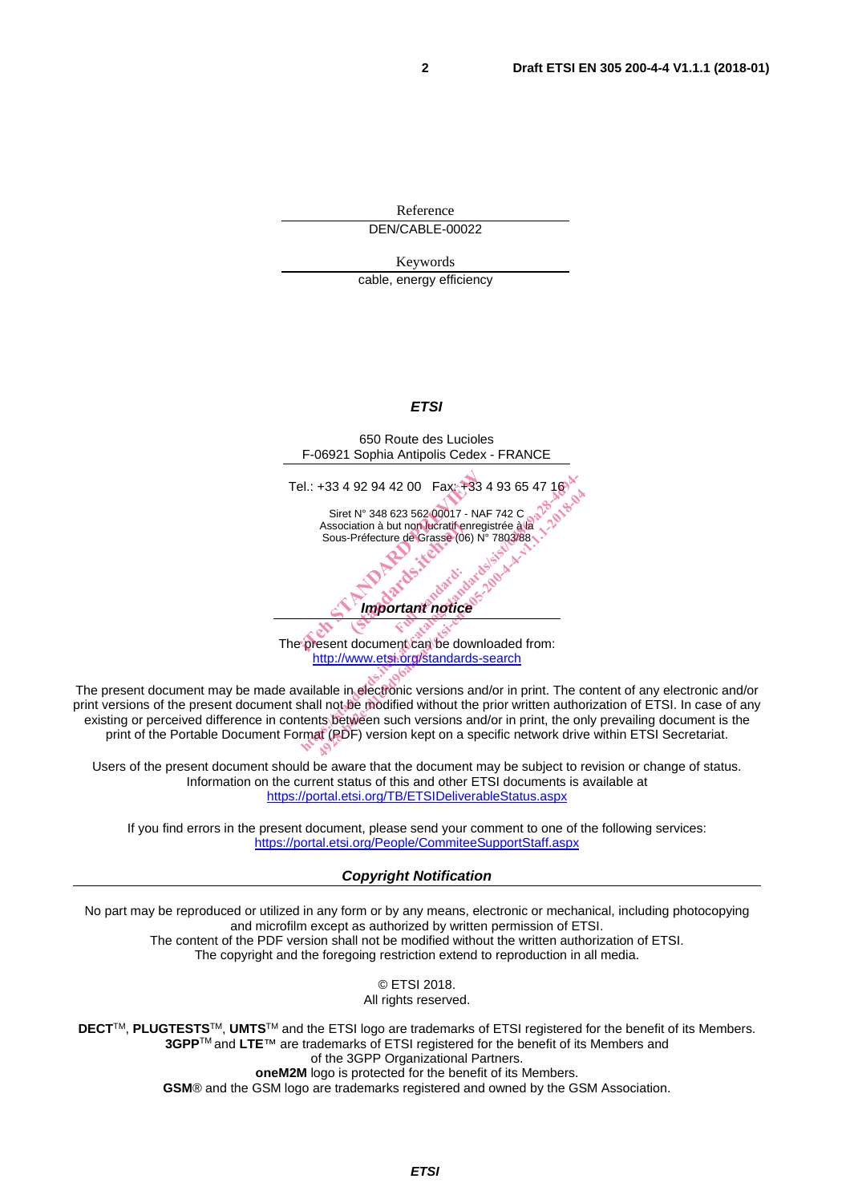Reference

DEN/CABLE-00022

Keywords

cable, energy efficiency

***ETSI***

650 Route des Lucioles
F-06921 Sophia Antipolis Cedex - FRANCE

Tel.: +33 4 92 94 42 00 Fax: +33 4 93 65 47 16

Siret N° 348 623 562 00017 - NAF 742 C
Association à but non lucratif enregistrée à la
Sous-Préfecture de Grasse (06) N° 7803/88

***Important notice***

The present document can be downloaded from:
http://www.etsi.org/standards-search

The present document may be made available in electronic versions and/or in print. The content of any electronic and/or print versions of the present document shall not be modified without the prior written authorization of ETSI. In case of any existing or perceived difference in contents between such versions and/or in print, the only prevailing document is the print of the Portable Document Format (PDF) version kept on a specific network drive within ETSI Secretariat.

Users of the present document should be aware that the document may be subject to revision or change of status. Information on the current status of this and other ETSI documents is available at
https://portal.etsi.org/TB/ETSIDeliverableStatus.aspx

If you find errors in the present document, please send your comment to one of the following services:
https://portal.etsi.org/People/CommiteeSupportStaff.aspx

***Copyright Notification***

No part may be reproduced or utilized in any form or by any means, electronic or mechanical, including photocopying and microfilm except as authorized by written permission of ETSI.
The content of the PDF version shall not be modified without the written authorization of ETSI.
The copyright and the foregoing restriction extend to reproduction in all media.

© ETSI 2018.
All rights reserved.

**DECT**™, **PLUGTESTS**™, **UMTS**™ and the ETSI logo are trademarks of ETSI registered for the benefit of its Members.
**3GPP**™ and **LTE**™ are trademarks of ETSI registered for the benefit of its Members and of the 3GPP Organizational Partners.
**oneM2M** logo is protected for the benefit of its Members.
**GSM**® and the GSM logo are trademarks registered and owned by the GSM Association.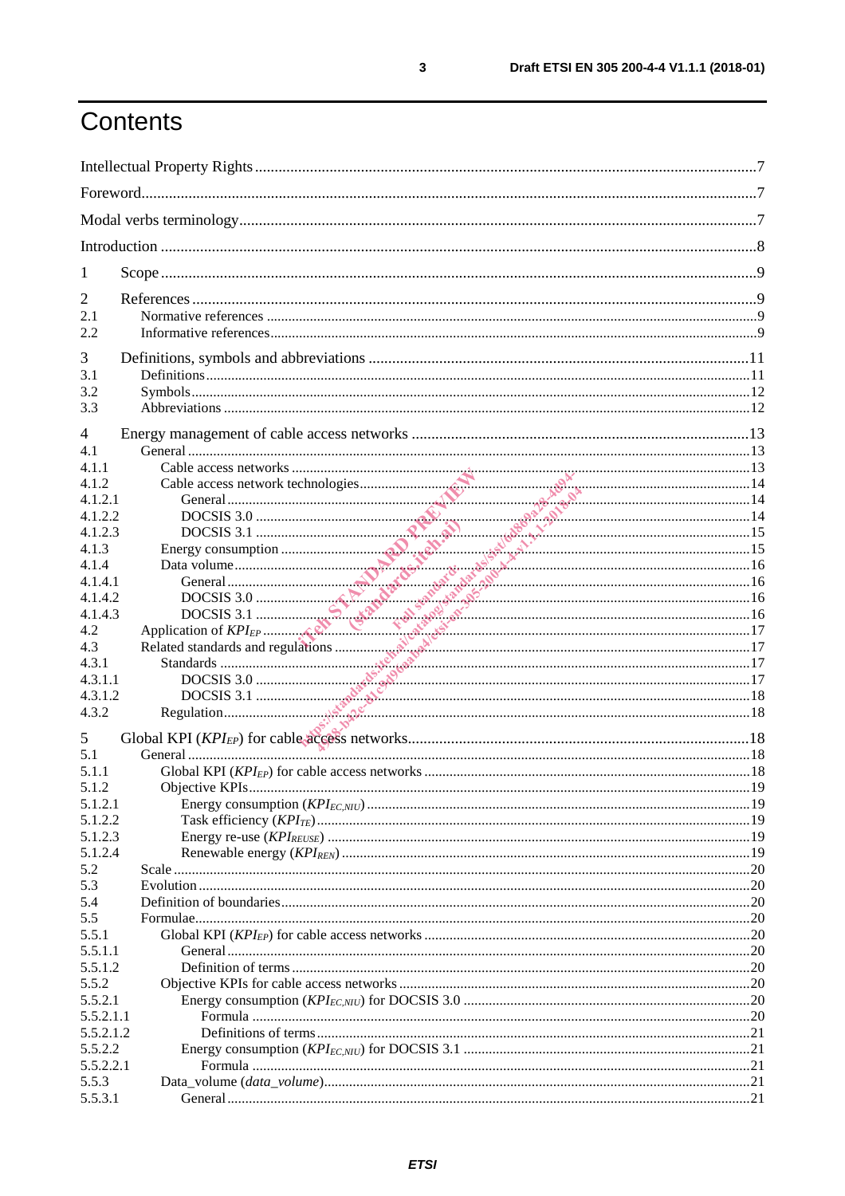# Contents

Intellectual Property Rights ....................................................................................................................................7

Foreword...........................................................................................................................................................7

Modal verbs terminology....................................................................................................................................7

Introduction ......................................................................................................................................................8

1 Scope ......................................................................................................................................................9

2 References ..............................................................................................................................................9
2.1 Normative references ..........................................................................................................................9
2.2 Informative references.........................................................................................................................9

3 Definitions, symbols and abbreviations ................................................................................................11
3.1 Definitions........................................................................................................................................11
3.2 Symbols............................................................................................................................................12
3.3 Abbreviations ...................................................................................................................................12

4 Energy management of cable access networks .....................................................................................13
4.1 General .............................................................................................................................................13
4.1.1 Cable access networks ..................................................................................................................13
4.1.2 Cable access network technologies..............................................................................................14
4.1.2.1 General .....................................................................................................................................14
4.1.2.2 DOCSIS 3.0 ..............................................................................................................................14
4.1.2.3 DOCSIS 3.1 ..............................................................................................................................15
4.1.3 Energy consumption ....................................................................................................................15
4.1.4 Data volume.................................................................................................................................16
4.1.4.1 General .....................................................................................................................................16
4.1.4.2 DOCSIS 3.0 ..............................................................................................................................16
4.1.4.3 DOCSIS 3.1 ..............................................................................................................................16
4.2 Application of $KPI_{EP}$ ..................................................................................................................17
4.3 Related standards and regulations ....................................................................................................17
4.3.1 Standards .....................................................................................................................................17
4.3.1.1 DOCSIS 3.0 ..............................................................................................................................17
4.3.1.2 DOCSIS 3.1 ..............................................................................................................................18
4.3.2 Regulation....................................................................................................................................18

5 Global KPI ($KPI_{EP}$) for cable access networks...............................................................................18
5.1 General .............................................................................................................................................18
5.1.1 Global KPI ($KPI_{EP}$) for cable access networks .......................................................................18
5.1.2 Objective KPIs.............................................................................................................................19
5.1.2.1 Energy consumption ($KPI_{EC,NIU}$) .........................................................................................19
5.1.2.2 Task efficiency ($KPI_{TE}$).........................................................................................................19
5.1.2.3 Energy re-use ($KPI_{REUSE}$) ....................................................................................................19
5.1.2.4 Renewable energy ($KPI_{REN}$) .................................................................................................19
5.2 Scale ................................................................................................................................................20
5.3 Evolution ..........................................................................................................................................20
5.4 Definition of boundaries....................................................................................................................20
5.5 Formulae...........................................................................................................................................20
5.5.1 Global KPI ($KPI_{EP}$) for cable access networks .......................................................................20
5.5.1.1 General .....................................................................................................................................20
5.5.1.2 Definition of terms ....................................................................................................................20
5.5.2 Objective KPIs for cable access networks ....................................................................................20
5.5.2.1 Energy consumption ($KPI_{EC,NIU}$) for DOCSIS 3.0 ...............................................................20
5.5.2.1.1 Formula ................................................................................................................................20
5.5.2.1.2 Definitions of terms .............................................................................................................21
5.5.2.2 Energy consumption ($KPI_{EC,NIU}$) for DOCSIS 3.1 ...............................................................21
5.5.2.2.1 Formula ................................................................................................................................21
5.5.3 Data_volume (*data_volume*).......................................................................................................21
5.5.3.1 General .....................................................................................................................................21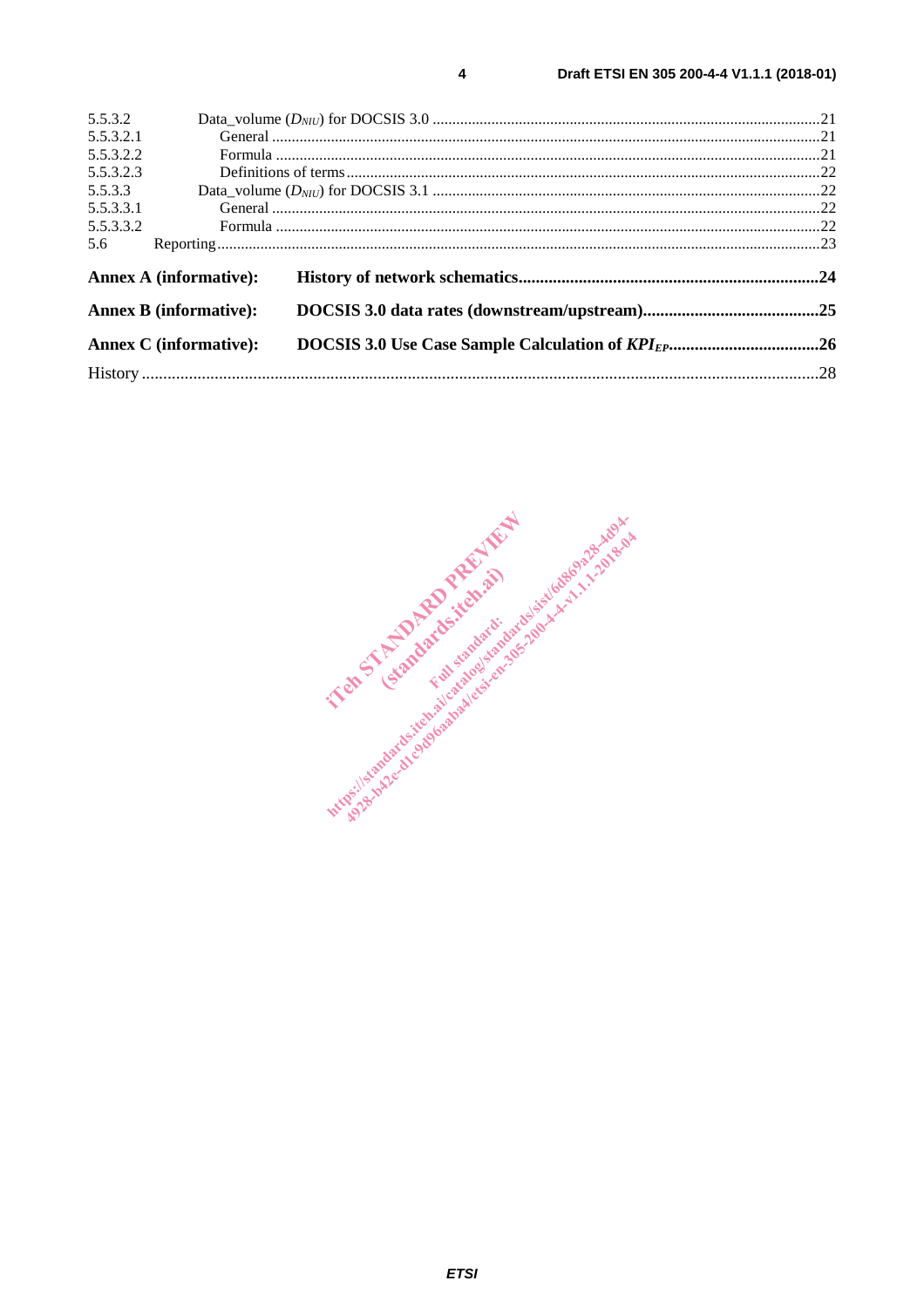5.5.3.2 Data_volume ($D_{NIU}$) for DOCSIS 3.0 ....................................................21
5.5.3.2.1 General ....................................................21
5.5.3.2.2 Formula ....................................................21
5.5.3.2.3 Definitions of terms ....................................................22
5.5.3.3 Data_volume ($D_{NIU}$) for DOCSIS 3.1 ....................................................22
5.5.3.3.1 General ....................................................22
5.5.3.3.2 Formula ....................................................22
5.6 Reporting ....................................................23

**Annex A (informative): History of network schematics....................................................24**

**Annex B (informative): DOCSIS 3.0 data rates (downstream/upstream)....................................................25**

**Annex C (informative): DOCSIS 3.0 Use Case Sample Calculation of $KPI_{EP}$....................................................26**

History ....................................................28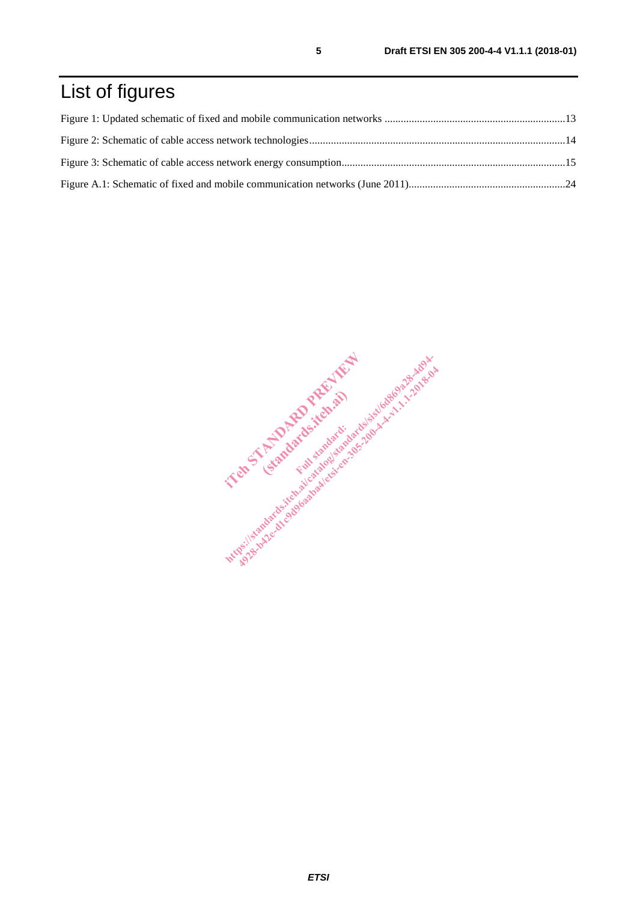# List of figures

Figure 1: Updated schematic of fixed and mobile communication networks ..................................................................13

Figure 2: Schematic of cable access network technologies..............................................................................................14

Figure 3: Schematic of cable access network energy consumption..................................................................................15

Figure A.1: Schematic of fixed and mobile communication networks (June 2011).........................................................24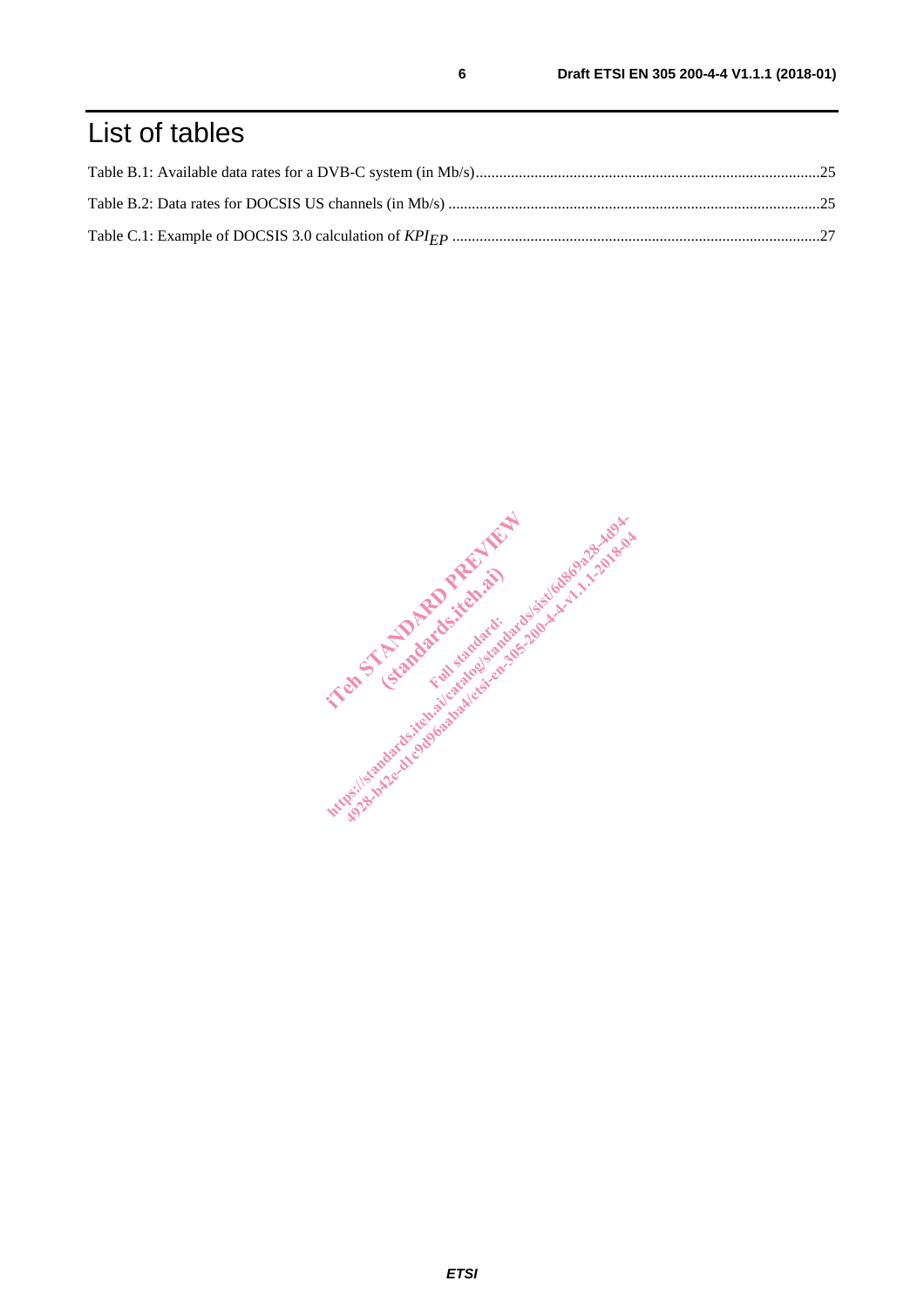# List of tables

Table B.1: Available data rates for a DVB-C system (in Mb/s).......................................................................................25

Table B.2: Data rates for DOCSIS US channels (in Mb/s) ..............................................................................................25

Table C.1: Example of DOCSIS 3.0 calculation of $KPI_{EP}$ .............................................................................................27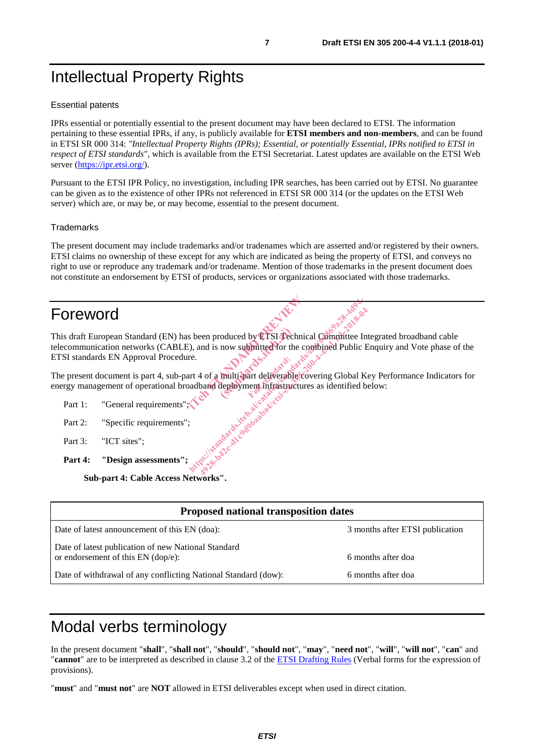# Intellectual Property Rights

## Essential patents

IPRs essential or potentially essential to the present document may have been declared to ETSI. The information pertaining to these essential IPRs, if any, is publicly available for **ETSI members and non-members**, and can be found in ETSI SR 000 314: *"Intellectual Property Rights (IPRs); Essential, or potentially Essential, IPRs notified to ETSI in respect of ETSI standards"*, which is available from the ETSI Secretariat. Latest updates are available on the ETSI Web server (https://ipr.etsi.org/).

Pursuant to the ETSI IPR Policy, no investigation, including IPR searches, has been carried out by ETSI. No guarantee can be given as to the existence of other IPRs not referenced in ETSI SR 000 314 (or the updates on the ETSI Web server) which are, or may be, or may become, essential to the present document.

## Trademarks

The present document may include trademarks and/or tradenames which are asserted and/or registered by their owners. ETSI claims no ownership of these except for any which are indicated as being the property of ETSI, and conveys no right to use or reproduce any trademark and/or tradename. Mention of those trademarks in the present document does not constitute an endorsement by ETSI of products, services or organizations associated with those trademarks.

# Foreword

This draft European Standard (EN) has been produced by ETSI Technical Committee Integrated broadband cable telecommunication networks (CABLE), and is now submitted for the combined Public Enquiry and Vote phase of the ETSI standards EN Approval Procedure.

The present document is part 4, sub-part 4 of a multi-part deliverable covering Global Key Performance Indicators for energy management of operational broadband deployment infrastructures as identified below:

Part 1: "General requirements";

Part 2: "Specific requirements";

Part 3: "ICT sites";

**Part 4: "Design assessments";**

**Sub-part 4: Cable Access Networks".**

| Proposed national transposition dates | |
|---|---|
| Date of latest announcement of this EN (doa): | 3 months after ETSI publication |
| Date of latest publication of new National Standard or endorsement of this EN (dop/e): | 6 months after doa |
| Date of withdrawal of any conflicting National Standard (dow): | 6 months after doa |

# Modal verbs terminology

In the present document "**shall**", "**shall not**", "**should**", "**should not**", "**may**", "**need not**", "**will**", "**will not**", "**can**" and "**cannot**" are to be interpreted as described in clause 3.2 of the ETSI Drafting Rules (Verbal forms for the expression of provisions).

"**must**" and "**must not**" are **NOT** allowed in ETSI deliverables except when used in direct citation.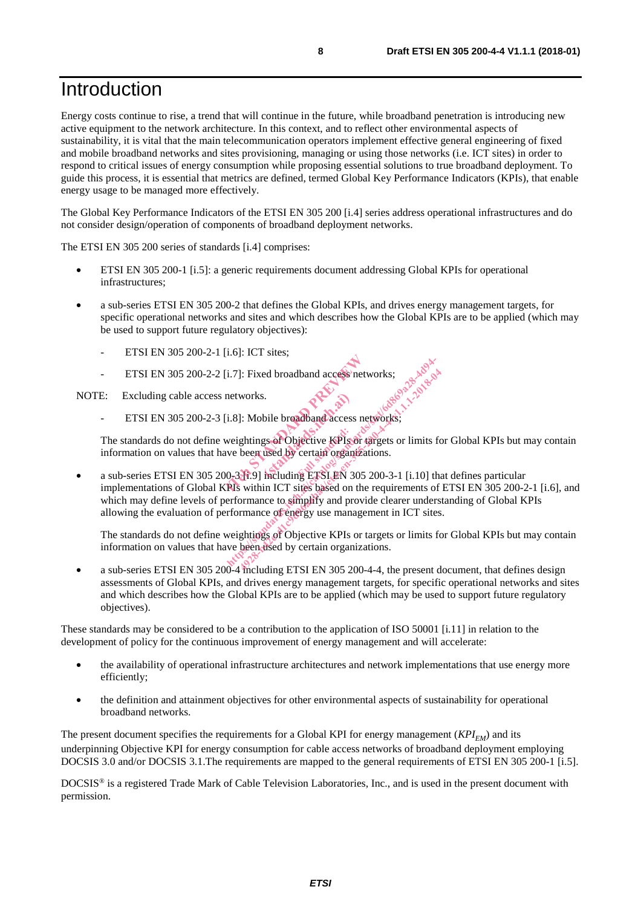# Introduction

Energy costs continue to rise, a trend that will continue in the future, while broadband penetration is introducing new active equipment to the network architecture. In this context, and to reflect other environmental aspects of sustainability, it is vital that the main telecommunication operators implement effective general engineering of fixed and mobile broadband networks and sites provisioning, managing or using those networks (i.e. ICT sites) in order to respond to critical issues of energy consumption while proposing essential solutions to true broadband deployment. To guide this process, it is essential that metrics are defined, termed Global Key Performance Indicators (KPIs), that enable energy usage to be managed more effectively.

The Global Key Performance Indicators of the ETSI EN 305 200 [i.4] series address operational infrastructures and do not consider design/operation of components of broadband deployment networks.

The ETSI EN 305 200 series of standards [i.4] comprises:

- ETSI EN 305 200-1 [i.5]: a generic requirements document addressing Global KPIs for operational infrastructures;
- a sub-series ETSI EN 305 200-2 that defines the Global KPIs, and drives energy management targets, for specific operational networks and sites and which describes how the Global KPIs are to be applied (which may be used to support future regulatory objectives):
    - ETSI EN 305 200-2-1 [i.6]: ICT sites;
    - ETSI EN 305 200-2-2 [i.7]: Fixed broadband access networks;

NOTE: Excluding cable access networks.

    - ETSI EN 305 200-2-3 [i.8]: Mobile broadband access networks;

  The standards do not define weightings of Objective KPIs or targets or limits for Global KPIs but may contain information on values that have been used by certain organizations.

- a sub-series ETSI EN 305 200-3 [i.9] including ETSI EN 305 200-3-1 [i.10] that defines particular implementations of Global KPIs within ICT sites based on the requirements of ETSI EN 305 200-2-1 [i.6], and which may define levels of performance to simplify and provide clearer understanding of Global KPIs allowing the evaluation of performance of energy use management in ICT sites.

  The standards do not define weightings of Objective KPIs or targets or limits for Global KPIs but may contain information on values that have been used by certain organizations.

- a sub-series ETSI EN 305 200-4 including ETSI EN 305 200-4-4, the present document, that defines design assessments of Global KPIs, and drives energy management targets, for specific operational networks and sites and which describes how the Global KPIs are to be applied (which may be used to support future regulatory objectives).

These standards may be considered to be a contribution to the application of ISO 50001 [i.11] in relation to the development of policy for the continuous improvement of energy management and will accelerate:

- the availability of operational infrastructure architectures and network implementations that use energy more efficiently;
- the definition and attainment objectives for other environmental aspects of sustainability for operational broadband networks.

The present document specifies the requirements for a Global KPI for energy management ($KPI_{EM}$) and its underpinning Objective KPI for energy consumption for cable access networks of broadband deployment employing DOCSIS 3.0 and/or DOCSIS 3.1.The requirements are mapped to the general requirements of ETSI EN 305 200-1 [i.5].

DOCSIS® is a registered Trade Mark of Cable Television Laboratories, Inc., and is used in the present document with permission.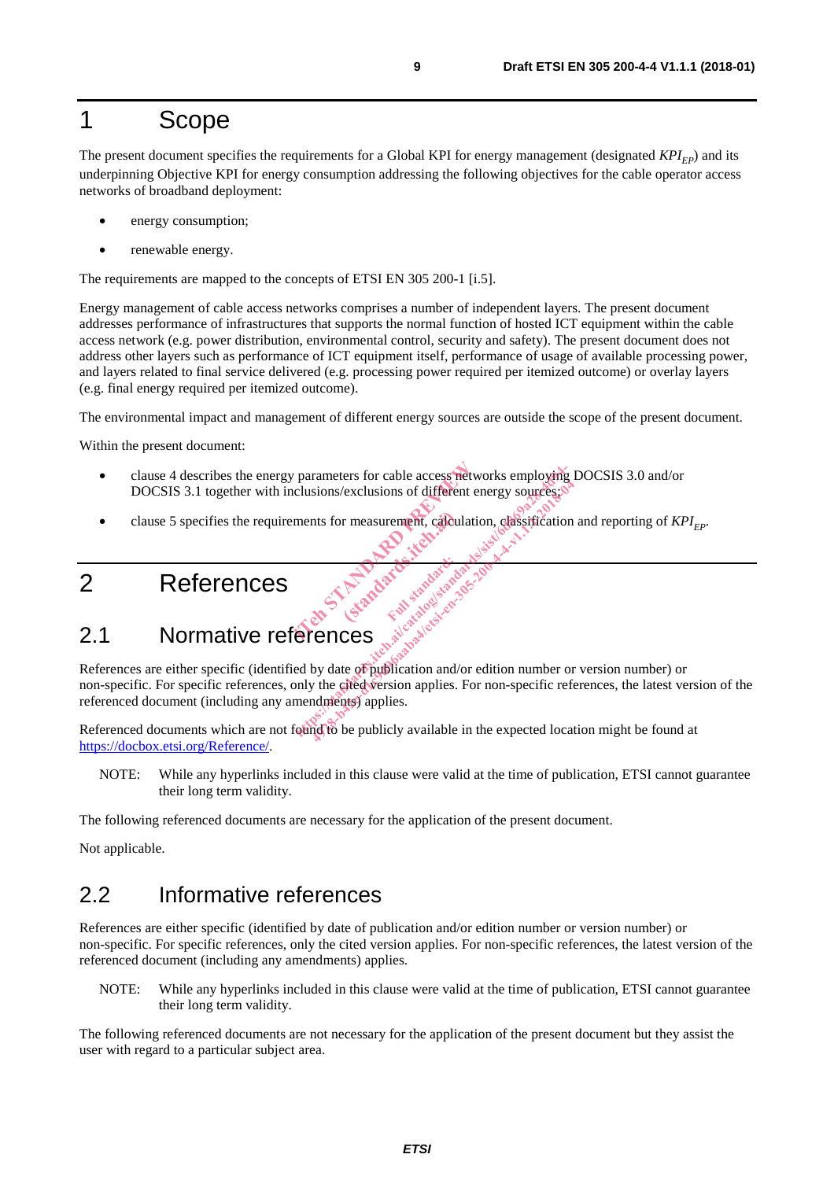# 1 Scope

The present document specifies the requirements for a Global KPI for energy management (designated $KPI_{EP}$) and its underpinning Objective KPI for energy consumption addressing the following objectives for the cable operator access networks of broadband deployment:

- energy consumption;
- renewable energy.

The requirements are mapped to the concepts of ETSI EN 305 200-1 [i.5].

Energy management of cable access networks comprises a number of independent layers. The present document addresses performance of infrastructures that supports the normal function of hosted ICT equipment within the cable access network (e.g. power distribution, environmental control, security and safety). The present document does not address other layers such as performance of ICT equipment itself, performance of usage of available processing power, and layers related to final service delivered (e.g. processing power required per itemized outcome) or overlay layers (e.g. final energy required per itemized outcome).

The environmental impact and management of different energy sources are outside the scope of the present document.

Within the present document:

- clause 4 describes the energy parameters for cable access networks employing DOCSIS 3.0 and/or DOCSIS 3.1 together with inclusions/exclusions of different energy sources;
- clause 5 specifies the requirements for measurement, calculation, classification and reporting of $KPI_{EP}$.

# 2 References

## 2.1 Normative references

References are either specific (identified by date of publication and/or edition number or version number) or non-specific. For specific references, only the cited version applies. For non-specific references, the latest version of the referenced document (including any amendments) applies.

Referenced documents which are not found to be publicly available in the expected location might be found at https://docbox.etsi.org/Reference/.

NOTE: While any hyperlinks included in this clause were valid at the time of publication, ETSI cannot guarantee their long term validity.

The following referenced documents are necessary for the application of the present document.

Not applicable.

## 2.2 Informative references

References are either specific (identified by date of publication and/or edition number or version number) or non-specific. For specific references, only the cited version applies. For non-specific references, the latest version of the referenced document (including any amendments) applies.

NOTE: While any hyperlinks included in this clause were valid at the time of publication, ETSI cannot guarantee their long term validity.

The following referenced documents are not necessary for the application of the present document but they assist the user with regard to a particular subject area.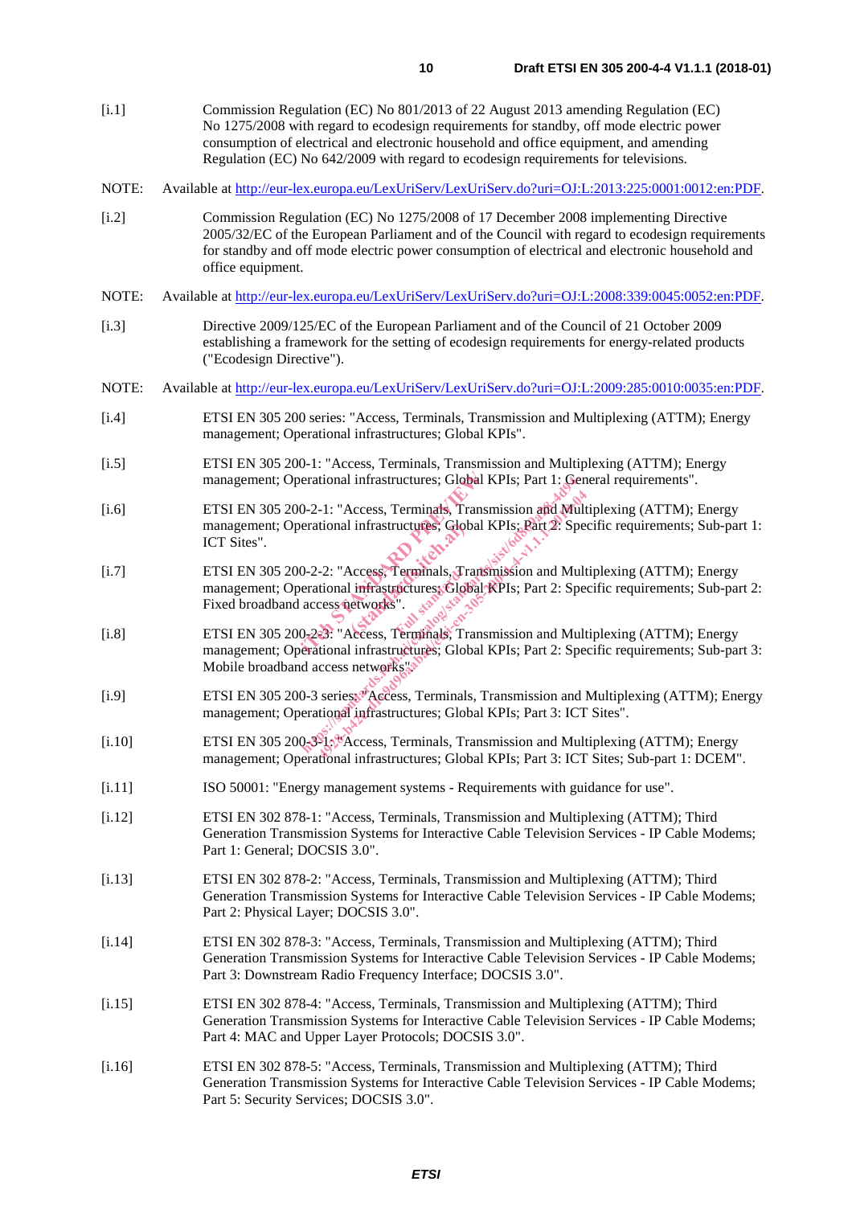[i.1] Commission Regulation (EC) No 801/2013 of 22 August 2013 amending Regulation (EC) No 1275/2008 with regard to ecodesign requirements for standby, off mode electric power consumption of electrical and electronic household and office equipment, and amending Regulation (EC) No 642/2009 with regard to ecodesign requirements for televisions.

NOTE: Available at http://eur-lex.europa.eu/LexUriServ/LexUriServ.do?uri=OJ:L:2013:225:0001:0012:en:PDF.

[i.2] Commission Regulation (EC) No 1275/2008 of 17 December 2008 implementing Directive 2005/32/EC of the European Parliament and of the Council with regard to ecodesign requirements for standby and off mode electric power consumption of electrical and electronic household and office equipment.

NOTE: Available at http://eur-lex.europa.eu/LexUriServ/LexUriServ.do?uri=OJ:L:2008:339:0045:0052:en:PDF.

[i.3] Directive 2009/125/EC of the European Parliament and of the Council of 21 October 2009 establishing a framework for the setting of ecodesign requirements for energy-related products ("Ecodesign Directive").

NOTE: Available at http://eur-lex.europa.eu/LexUriServ/LexUriServ.do?uri=OJ:L:2009:285:0010:0035:en:PDF.

[i.4] ETSI EN 305 200 series: "Access, Terminals, Transmission and Multiplexing (ATTM); Energy management; Operational infrastructures; Global KPIs".

[i.5] ETSI EN 305 200-1: "Access, Terminals, Transmission and Multiplexing (ATTM); Energy management; Operational infrastructures; Global KPIs; Part 1: General requirements".

[i.6] ETSI EN 305 200-2-1: "Access, Terminals, Transmission and Multiplexing (ATTM); Energy management; Operational infrastructures; Global KPIs; Part 2: Specific requirements; Sub-part 1: ICT Sites".

[i.7] ETSI EN 305 200-2-2: "Access, Terminals, Transmission and Multiplexing (ATTM); Energy management; Operational infrastructures; Global KPIs; Part 2: Specific requirements; Sub-part 2: Fixed broadband access networks".

[i.8] ETSI EN 305 200-2-3: "Access, Terminals, Transmission and Multiplexing (ATTM); Energy management; Operational infrastructures; Global KPIs; Part 2: Specific requirements; Sub-part 3: Mobile broadband access networks".

[i.9] ETSI EN 305 200-3 series: "Access, Terminals, Transmission and Multiplexing (ATTM); Energy management; Operational infrastructures; Global KPIs; Part 3: ICT Sites".

[i.10] ETSI EN 305 200-3-1: "Access, Terminals, Transmission and Multiplexing (ATTM); Energy management; Operational infrastructures; Global KPIs; Part 3: ICT Sites; Sub-part 1: DCEM".

[i.11] ISO 50001: "Energy management systems - Requirements with guidance for use".

[i.12] ETSI EN 302 878-1: "Access, Terminals, Transmission and Multiplexing (ATTM); Third Generation Transmission Systems for Interactive Cable Television Services - IP Cable Modems; Part 1: General; DOCSIS 3.0".

[i.13] ETSI EN 302 878-2: "Access, Terminals, Transmission and Multiplexing (ATTM); Third Generation Transmission Systems for Interactive Cable Television Services - IP Cable Modems; Part 2: Physical Layer; DOCSIS 3.0".

[i.14] ETSI EN 302 878-3: "Access, Terminals, Transmission and Multiplexing (ATTM); Third Generation Transmission Systems for Interactive Cable Television Services - IP Cable Modems; Part 3: Downstream Radio Frequency Interface; DOCSIS 3.0".

[i.15] ETSI EN 302 878-4: "Access, Terminals, Transmission and Multiplexing (ATTM); Third Generation Transmission Systems for Interactive Cable Television Services - IP Cable Modems; Part 4: MAC and Upper Layer Protocols; DOCSIS 3.0".

[i.16] ETSI EN 302 878-5: "Access, Terminals, Transmission and Multiplexing (ATTM); Third Generation Transmission Systems for Interactive Cable Television Services - IP Cable Modems; Part 5: Security Services; DOCSIS 3.0".